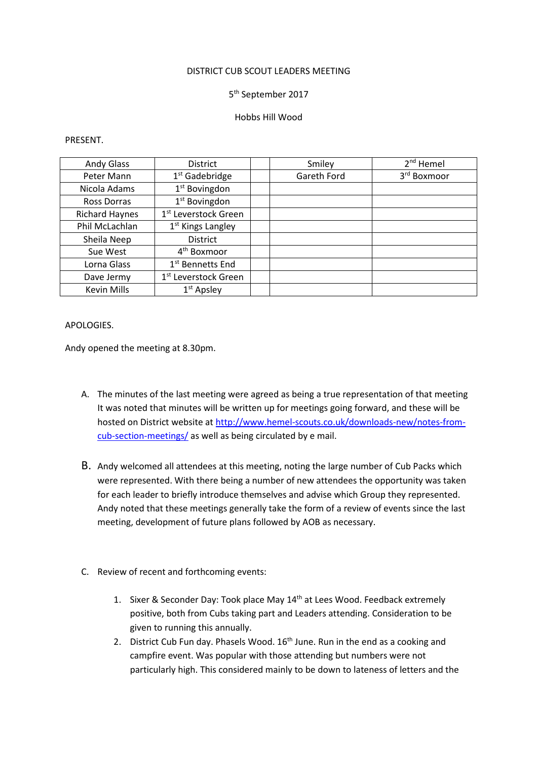DISTRICT CUB SCOUT LEADERS MEETING

5th September 2017

Hobbs Hill Wood

PRESENT.

| | | | | |
|---|---|---|---|---|
| Andy Glass | District | | Smiley | 2nd Hemel |
| Peter Mann | 1st Gadebridge | | Gareth Ford | 3rd Boxmoor |
| Nicola Adams | 1st Bovingdon | | | |
| Ross Dorras | 1st Bovingdon | | | |
| Richard Haynes | 1st Leverstock Green | | | |
| Phil McLachlan | 1st Kings Langley | | | |
| Sheila Neep | District | | | |
| Sue West | 4th Boxmoor | | | |
| Lorna Glass | 1st Bennetts End | | | |
| Dave Jermy | 1st Leverstock Green | | | |
| Kevin Mills | 1st Apsley | | | |

APOLOGIES.

Andy opened the meeting at 8.30pm.

A. The minutes of the last meeting were agreed as being a true representation of that meeting It was noted that minutes will be written up for meetings going forward, and these will be hosted on District website at [http://www.hemel-scouts.co.uk/downloads-new/notes-from-cub-section-meetings/](http://www.hemel-scouts.co.uk/downloads-new/notes-from-cub-section-meetings/) as well as being circulated by e mail.

B. Andy welcomed all attendees at this meeting, noting the large number of Cub Packs which were represented. With there being a number of new attendees the opportunity was taken for each leader to briefly introduce themselves and advise which Group they represented. Andy noted that these meetings generally take the form of a review of events since the last meeting, development of future plans followed by AOB as necessary.

C. Review of recent and forthcoming events:

1. Sixer & Seconder Day: Took place May 14th at Lees Wood. Feedback extremely positive, both from Cubs taking part and Leaders attending. Consideration to be given to running this annually.
2. District Cub Fun day. Phasels Wood. 16th June. Run in the end as a cooking and campfire event. Was popular with those attending but numbers were not particularly high. This considered mainly to be down to lateness of letters and the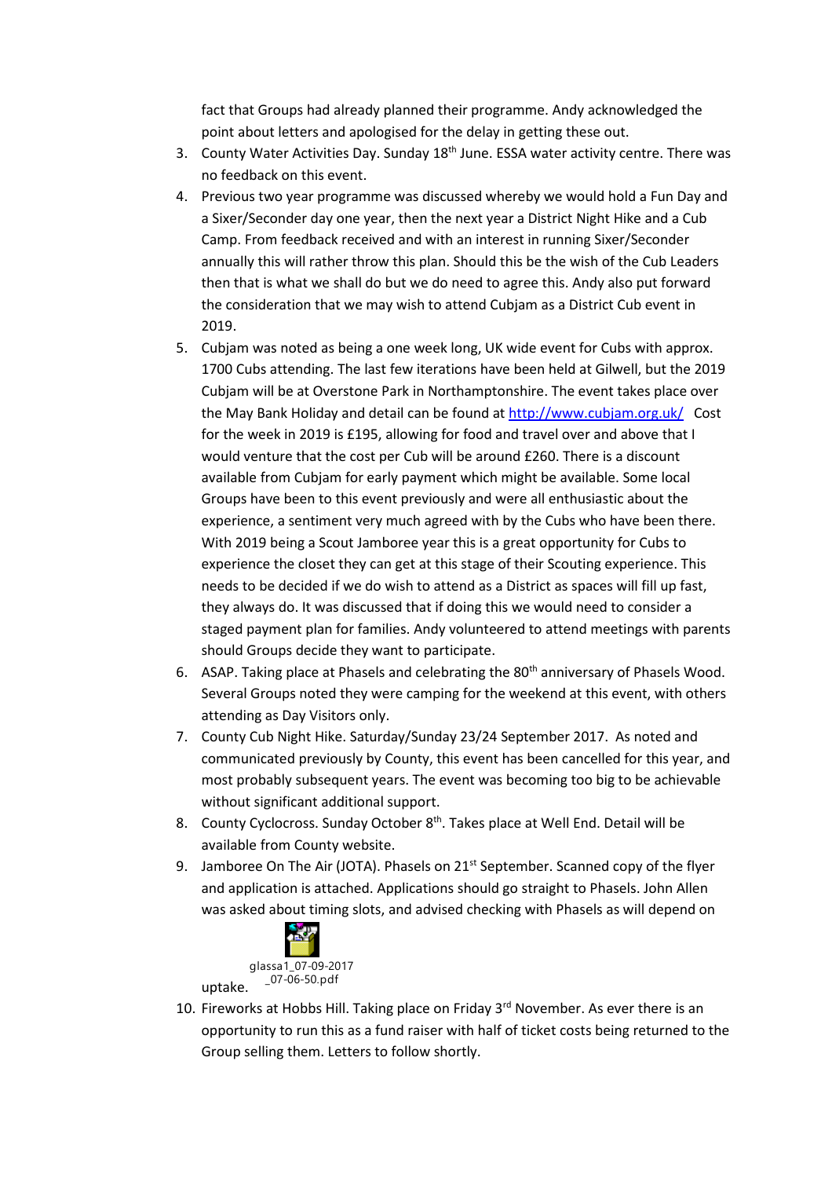fact that Groups had already planned their programme. Andy acknowledged the point about letters and apologised for the delay in getting these out.

3. County Water Activities Day. Sunday 18th June. ESSA water activity centre. There was no feedback on this event.
4. Previous two year programme was discussed whereby we would hold a Fun Day and a Sixer/Seconder day one year, then the next year a District Night Hike and a Cub Camp. From feedback received and with an interest in running Sixer/Seconder annually this will rather throw this plan. Should this be the wish of the Cub Leaders then that is what we shall do but we do need to agree this. Andy also put forward the consideration that we may wish to attend Cubjam as a District Cub event in 2019.
5. Cubjam was noted as being a one week long, UK wide event for Cubs with approx. 1700 Cubs attending. The last few iterations have been held at Gilwell, but the 2019 Cubjam will be at Overstone Park in Northamptonshire. The event takes place over the May Bank Holiday and detail can be found at http://www.cubjam.org.uk/ Cost for the week in 2019 is £195, allowing for food and travel over and above that I would venture that the cost per Cub will be around £260. There is a discount available from Cubjam for early payment which might be available. Some local Groups have been to this event previously and were all enthusiastic about the experience, a sentiment very much agreed with by the Cubs who have been there. With 2019 being a Scout Jamboree year this is a great opportunity for Cubs to experience the closet they can get at this stage of their Scouting experience. This needs to be decided if we do wish to attend as a District as spaces will fill up fast, they always do. It was discussed that if doing this we would need to consider a staged payment plan for families. Andy volunteered to attend meetings with parents should Groups decide they want to participate.
6. ASAP. Taking place at Phasels and celebrating the 80th anniversary of Phasels Wood. Several Groups noted they were camping for the weekend at this event, with others attending as Day Visitors only.
7. County Cub Night Hike. Saturday/Sunday 23/24 September 2017. As noted and communicated previously by County, this event has been cancelled for this year, and most probably subsequent years. The event was becoming too big to be achievable without significant additional support.
8. County Cyclocross. Sunday October 8th. Takes place at Well End. Detail will be available from County website.
9. Jamboree On The Air (JOTA). Phasels on 21st September. Scanned copy of the flyer and application is attached. Applications should go straight to Phasels. John Allen was asked about timing slots, and advised checking with Phasels as will depend on uptake. glassa1_07-09-2017_07-06-50.pdf
10. Fireworks at Hobbs Hill. Taking place on Friday 3rd November. As ever there is an opportunity to run this as a fund raiser with half of ticket costs being returned to the Group selling them. Letters to follow shortly.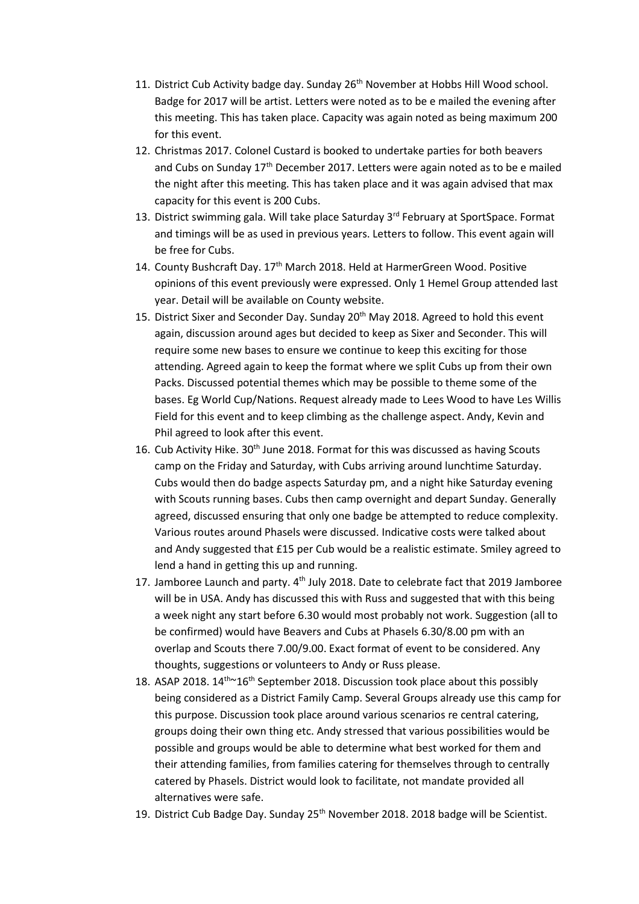11. District Cub Activity badge day. Sunday 26th November at Hobbs Hill Wood school. Badge for 2017 will be artist. Letters were noted as to be e mailed the evening after this meeting. This has taken place. Capacity was again noted as being maximum 200 for this event.
12. Christmas 2017. Colonel Custard is booked to undertake parties for both beavers and Cubs on Sunday 17th December 2017. Letters were again noted as to be e mailed the night after this meeting. This has taken place and it was again advised that max capacity for this event is 200 Cubs.
13. District swimming gala. Will take place Saturday 3rd February at SportSpace. Format and timings will be as used in previous years. Letters to follow. This event again will be free for Cubs.
14. County Bushcraft Day. 17th March 2018. Held at HarmerGreen Wood. Positive opinions of this event previously were expressed. Only 1 Hemel Group attended last year. Detail will be available on County website.
15. District Sixer and Seconder Day. Sunday 20th May 2018. Agreed to hold this event again, discussion around ages but decided to keep as Sixer and Seconder. This will require some new bases to ensure we continue to keep this exciting for those attending. Agreed again to keep the format where we split Cubs up from their own Packs. Discussed potential themes which may be possible to theme some of the bases. Eg World Cup/Nations. Request already made to Lees Wood to have Les Willis Field for this event and to keep climbing as the challenge aspect. Andy, Kevin and Phil agreed to look after this event.
16. Cub Activity Hike. 30th June 2018. Format for this was discussed as having Scouts camp on the Friday and Saturday, with Cubs arriving around lunchtime Saturday. Cubs would then do badge aspects Saturday pm, and a night hike Saturday evening with Scouts running bases. Cubs then camp overnight and depart Sunday. Generally agreed, discussed ensuring that only one badge be attempted to reduce complexity. Various routes around Phasels were discussed. Indicative costs were talked about and Andy suggested that £15 per Cub would be a realistic estimate. Smiley agreed to lend a hand in getting this up and running.
17. Jamboree Launch and party. 4th July 2018. Date to celebrate fact that 2019 Jamboree will be in USA. Andy has discussed this with Russ and suggested that with this being a week night any start before 6.30 would most probably not work. Suggestion (all to be confirmed) would have Beavers and Cubs at Phasels 6.30/8.00 pm with an overlap and Scouts there 7.00/9.00. Exact format of event to be considered. Any thoughts, suggestions or volunteers to Andy or Russ please.
18. ASAP 2018. 14th~16th September 2018. Discussion took place about this possibly being considered as a District Family Camp. Several Groups already use this camp for this purpose. Discussion took place around various scenarios re central catering, groups doing their own thing etc. Andy stressed that various possibilities would be possible and groups would be able to determine what best worked for them and their attending families, from families catering for themselves through to centrally catered by Phasels. District would look to facilitate, not mandate provided all alternatives were safe.
19. District Cub Badge Day. Sunday 25th November 2018. 2018 badge will be Scientist.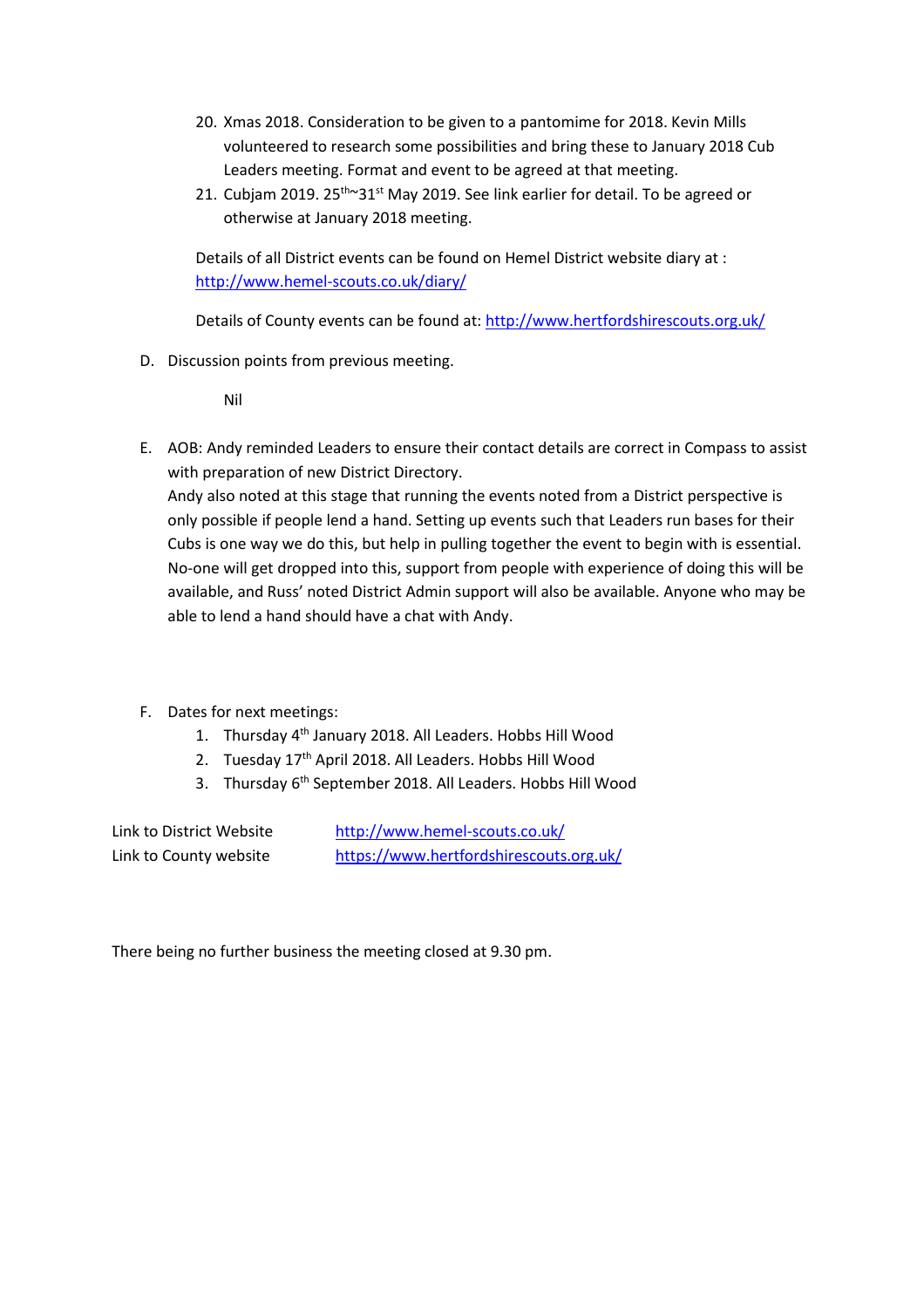20. Xmas 2018. Consideration to be given to a pantomime for 2018. Kevin Mills volunteered to research some possibilities and bring these to January 2018 Cub Leaders meeting. Format and event to be agreed at that meeting.
21. Cubjam 2019. 25th~31st May 2019. See link earlier for detail. To be agreed or otherwise at January 2018 meeting.

Details of all District events can be found on Hemel District website diary at : http://www.hemel-scouts.co.uk/diary/

Details of County events can be found at: http://www.hertfordshirescouts.org.uk/

D. Discussion points from previous meeting.

Nil

E. AOB: Andy reminded Leaders to ensure their contact details are correct in Compass to assist with preparation of new District Directory.
Andy also noted at this stage that running the events noted from a District perspective is only possible if people lend a hand. Setting up events such that Leaders run bases for their Cubs is one way we do this, but help in pulling together the event to begin with is essential. No-one will get dropped into this, support from people with experience of doing this will be available, and Russ' noted District Admin support will also be available. Anyone who may be able to lend a hand should have a chat with Andy.

F. Dates for next meetings:
   1. Thursday 4th January 2018. All Leaders. Hobbs Hill Wood
   2. Tuesday 17th April 2018. All Leaders. Hobbs Hill Wood
   3. Thursday 6th September 2018. All Leaders. Hobbs Hill Wood

| | |
|---|---|
| Link to District Website | http://www.hemel-scouts.co.uk/ |
| Link to County website | https://www.hertfordshirescouts.org.uk/ |

There being no further business the meeting closed at 9.30 pm.